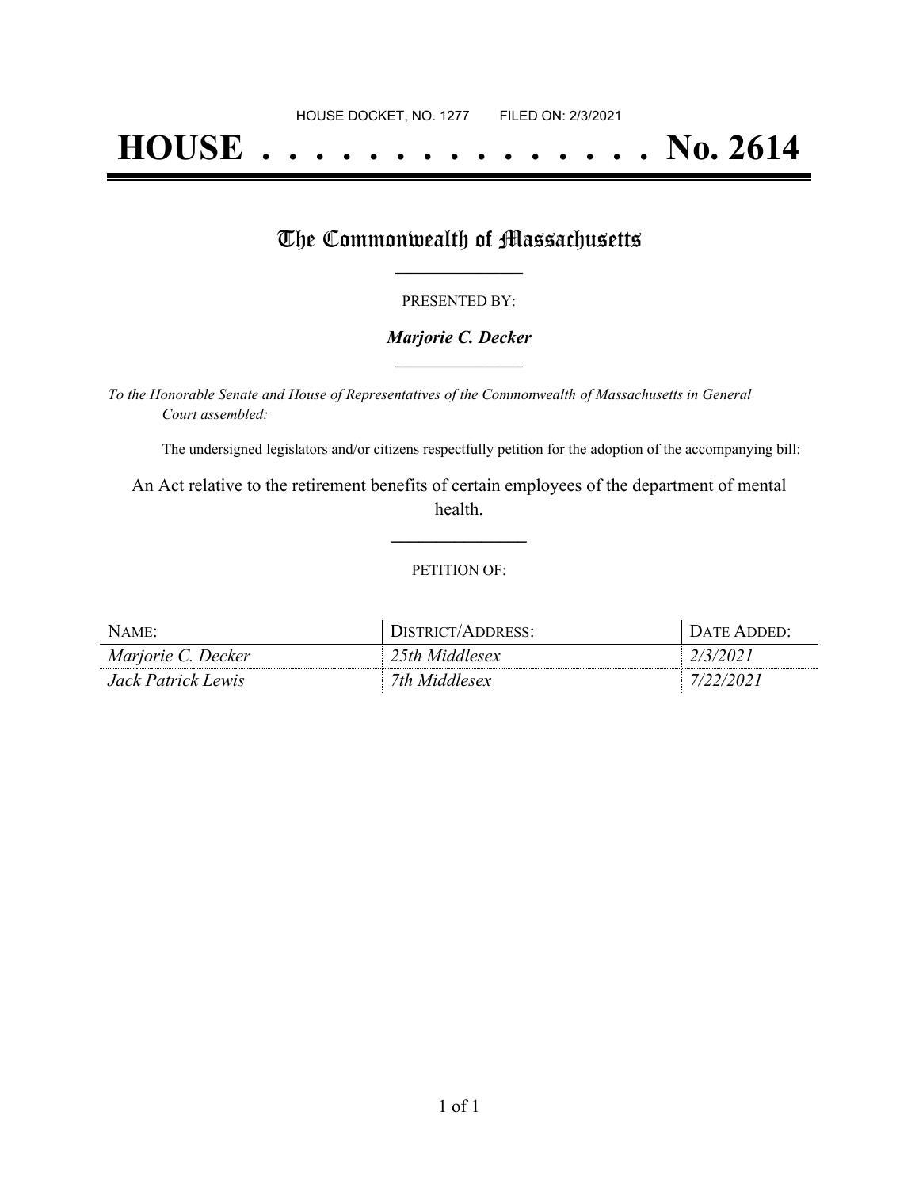HOUSE DOCKET, NO. 1277 FILED ON: 2/3/2021

# HOUSE . . . . . . . . . . . . . . . No. 2614

## The Commonwealth of Massachusetts

PRESENTED BY:

***Marjorie C. Decker***

*To the Honorable Senate and House of Representatives of the Commonwealth of Massachusetts in General Court assembled:*

The undersigned legislators and/or citizens respectfully petition for the adoption of the accompanying bill:

An Act relative to the retirement benefits of certain employees of the department of mental health.

PETITION OF:

| NAME: | DISTRICT/ADDRESS: | DATE ADDED: |
| --- | --- | --- |
| *Marjorie C. Decker* | *25th Middlesex* | *2/3/2021* |
| *Jack Patrick Lewis* | *7th Middlesex* | *7/22/2021* |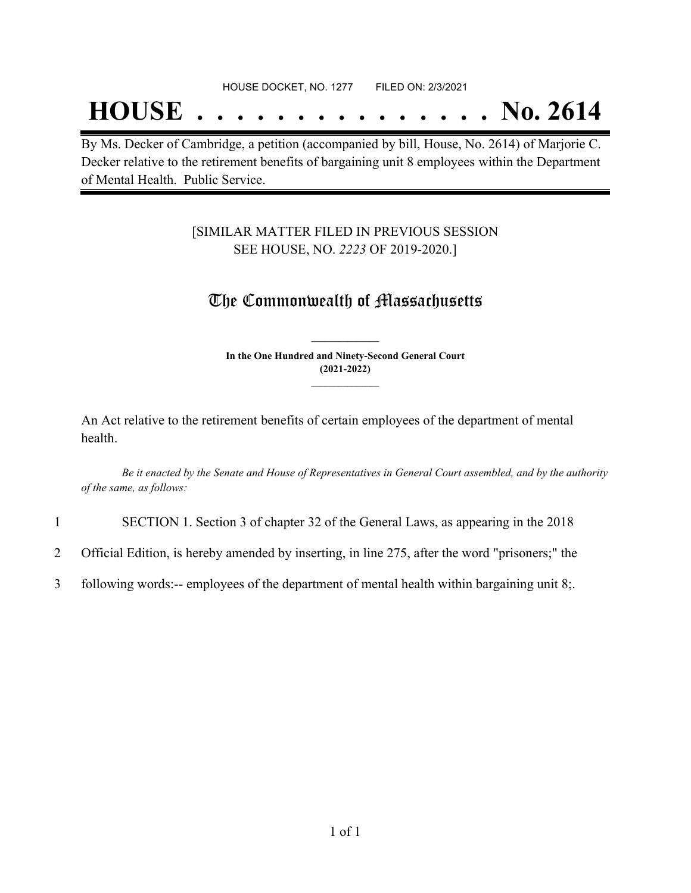HOUSE DOCKET, NO. 1277 FILED ON: 2/3/2021

# HOUSE . . . . . . . . . . . . . . . No. 2614

By Ms. Decker of Cambridge, a petition (accompanied by bill, House, No. 2614) of Marjorie C. Decker relative to the retirement benefits of bargaining unit 8 employees within the Department of Mental Health. Public Service.

[SIMILAR MATTER FILED IN PREVIOUS SESSION
SEE HOUSE, NO. *2223* OF 2019-2020.]

## The Commonwealth of Massachusetts

**In the One Hundred and Ninety-Second General Court**
**(2021-2022)**

An Act relative to the retirement benefits of certain employees of the department of mental health.

*Be it enacted by the Senate and House of Representatives in General Court assembled, and by the authority of the same, as follows:*

1 SECTION 1. Section 3 of chapter 32 of the General Laws, as appearing in the 2018
2 Official Edition, is hereby amended by inserting, in line 275, after the word "prisoners;" the
3 following words:-- employees of the department of mental health within bargaining unit 8;.